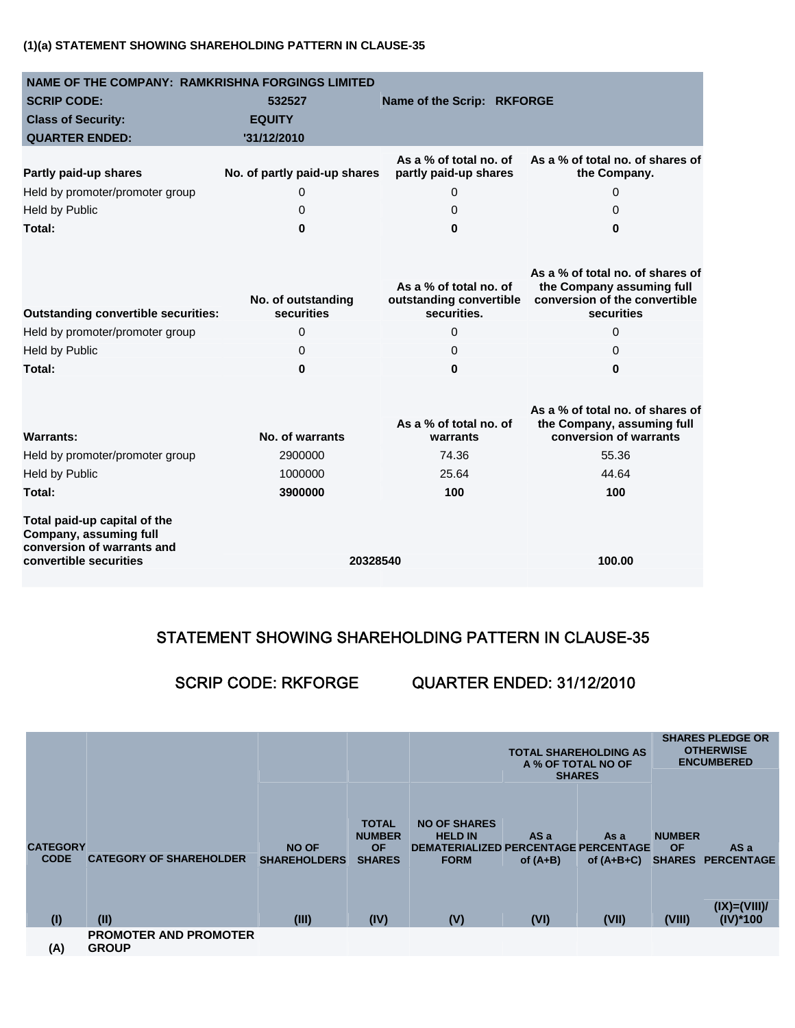**(1)(a) STATEMENT SHOWING SHAREHOLDING PATTERN IN CLAUSE-35**

| NAME OF THE COMPANY: RAMKRISHNA FORGINGS LIMITED | | | |
|---|---|---|---|
| SCRIP CODE: | 532527 | Name of the Scrip: RKFORGE | |
| Class of Security: | EQUITY | | |
| QUARTER ENDED: | '31/12/2010 | | |

| Partly paid-up shares | No. of partly paid-up shares | As a % of total no. of partly paid-up shares | As a % of total no. of shares of the Company. |
|---|---|---|---|
| Held by promoter/promoter group | 0 | 0 | 0 |
| Held by Public | 0 | 0 | 0 |
| **Total:** | **0** | **0** | **0** |

| Outstanding convertible securities: | No. of outstanding securities | As a % of total no. of outstanding convertible securities. | As a % of total no. of shares of the Company assuming full conversion of the convertible securities |
|---|---|---|---|
| Held by promoter/promoter group | 0 | 0 | 0 |
| Held by Public | 0 | 0 | 0 |
| **Total:** | **0** | **0** | **0** |

| Warrants: | No. of warrants | As a % of total no. of warrants | As a % of total no. of shares of the Company, assuming full conversion of warrants |
|---|---|---|---|
| Held by promoter/promoter group | 2900000 | 74.36 | 55.36 |
| Held by Public | 1000000 | 25.64 | 44.64 |
| **Total:** | **3900000** | **100** | **100** |
| **Total paid-up capital of the Company, assuming full conversion of warrants and convertible securities** | **20328540** | | **100.00** |

## STATEMENT SHOWING SHAREHOLDING PATTERN IN CLAUSE-35

## SCRIP CODE: RKFORGE QUARTER ENDED: 31/12/2010

| CATEGORY CODE | CATEGORY OF SHAREHOLDER | NO OF SHAREHOLDERS | TOTAL NUMBER OF SHARES | NO OF SHARES HELD IN DEMATERIALIZED FORM | TOTAL SHAREHOLDING AS A % OF TOTAL NO OF SHARES | | SHARES PLEDGE OR OTHERWISE ENCUMBERED | |
|---|---|---|---|---|---|---|---|---|
| | | | | | AS a PERCENTAGE of (A+B) | As a PERCENTAGE of (A+B+C) | NUMBER OF SHARES | AS a PERCENTAGE |
| (I) | (II) | (III) | (IV) | (V) | (VI) | (VII) | (VIII) | (IX)=(VIII)/(IV)*100 |
| (A) | PROMOTER AND PROMOTER GROUP | | | | | | | |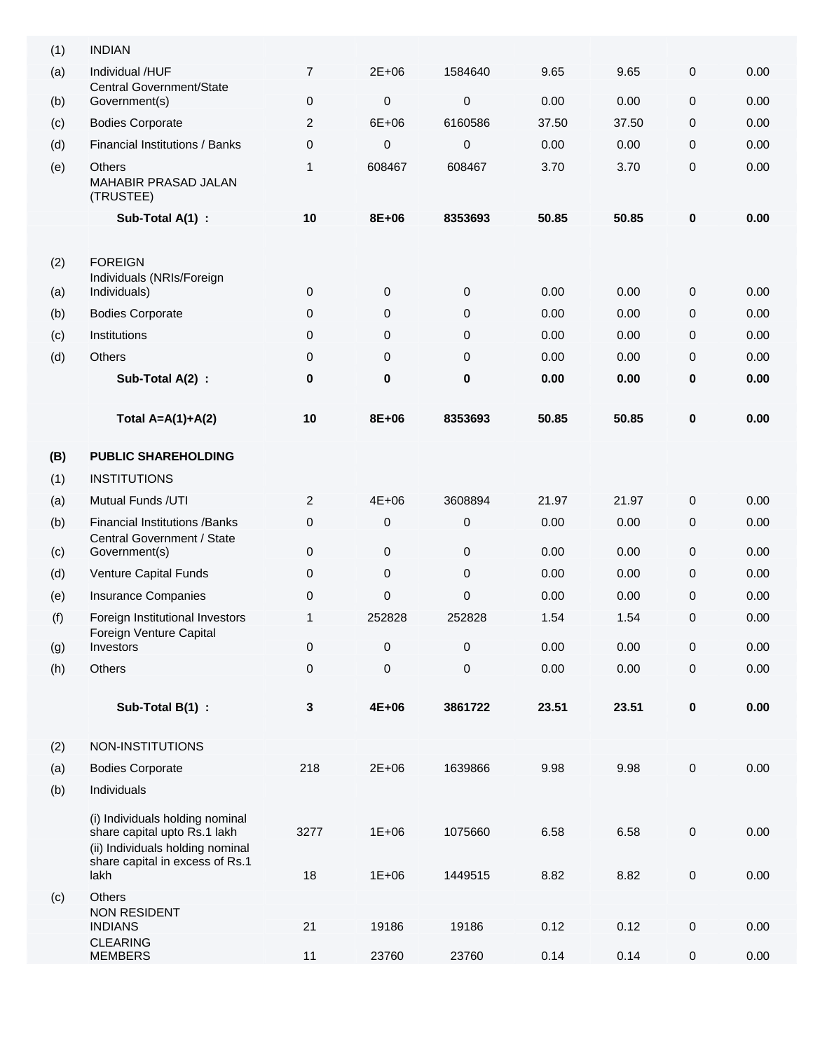| | | | | | | | | |
|---|---|---|---|---|---|---|---|---|
| (1) | INDIAN | | | | | | | |
| (a) | Individual /HUF | 7 | 2E+06 | 1584640 | 9.65 | 9.65 | 0 | 0.00 |
| (b) | Central Government/State Government(s) | 0 | 0 | 0 | 0.00 | 0.00 | 0 | 0.00 |
| (c) | Bodies Corporate | 2 | 6E+06 | 6160586 | 37.50 | 37.50 | 0 | 0.00 |
| (d) | Financial Institutions / Banks | 0 | 0 | 0 | 0.00 | 0.00 | 0 | 0.00 |
| (e) | Others MAHABIR PRASAD JALAN (TRUSTEE) | 1 | 608467 | 608467 | 3.70 | 3.70 | 0 | 0.00 |
| | **Sub-Total A(1) :** | **10** | **8E+06** | **8353693** | **50.85** | **50.85** | **0** | **0.00** |
| (2) | FOREIGN | | | | | | | |
| (a) | Individuals (NRIs/Foreign Individuals) | 0 | 0 | 0 | 0.00 | 0.00 | 0 | 0.00 |
| (b) | Bodies Corporate | 0 | 0 | 0 | 0.00 | 0.00 | 0 | 0.00 |
| (c) | Institutions | 0 | 0 | 0 | 0.00 | 0.00 | 0 | 0.00 |
| (d) | Others | 0 | 0 | 0 | 0.00 | 0.00 | 0 | 0.00 |
| | **Sub-Total A(2) :** | **0** | **0** | **0** | **0.00** | **0.00** | **0** | **0.00** |
| | **Total A=A(1)+A(2)** | **10** | **8E+06** | **8353693** | **50.85** | **50.85** | **0** | **0.00** |
| **(B)** | **PUBLIC SHAREHOLDING** | | | | | | | |
| (1) | INSTITUTIONS | | | | | | | |
| (a) | Mutual Funds /UTI | 2 | 4E+06 | 3608894 | 21.97 | 21.97 | 0 | 0.00 |
| (b) | Financial Institutions /Banks | 0 | 0 | 0 | 0.00 | 0.00 | 0 | 0.00 |
| (c) | Central Government / State Government(s) | 0 | 0 | 0 | 0.00 | 0.00 | 0 | 0.00 |
| (d) | Venture Capital Funds | 0 | 0 | 0 | 0.00 | 0.00 | 0 | 0.00 |
| (e) | Insurance Companies | 0 | 0 | 0 | 0.00 | 0.00 | 0 | 0.00 |
| (f) | Foreign Institutional Investors | 1 | 252828 | 252828 | 1.54 | 1.54 | 0 | 0.00 |
| (g) | Foreign Venture Capital Investors | 0 | 0 | 0 | 0.00 | 0.00 | 0 | 0.00 |
| (h) | Others | 0 | 0 | 0 | 0.00 | 0.00 | 0 | 0.00 |
| | **Sub-Total B(1) :** | **3** | **4E+06** | **3861722** | **23.51** | **23.51** | **0** | **0.00** |
| (2) | NON-INSTITUTIONS | | | | | | | |
| (a) | Bodies Corporate | 218 | 2E+06 | 1639866 | 9.98 | 9.98 | 0 | 0.00 |
| (b) | Individuals | | | | | | | |
| | (i) Individuals holding nominal share capital upto Rs.1 lakh | 3277 | 1E+06 | 1075660 | 6.58 | 6.58 | 0 | 0.00 |
| | (ii) Individuals holding nominal share capital in excess of Rs.1 lakh | 18 | 1E+06 | 1449515 | 8.82 | 8.82 | 0 | 0.00 |
| (c) | Others | | | | | | | |
| | NON RESIDENT INDIANS | 21 | 19186 | 19186 | 0.12 | 0.12 | 0 | 0.00 |
| | CLEARING MEMBERS | 11 | 23760 | 23760 | 0.14 | 0.14 | 0 | 0.00 |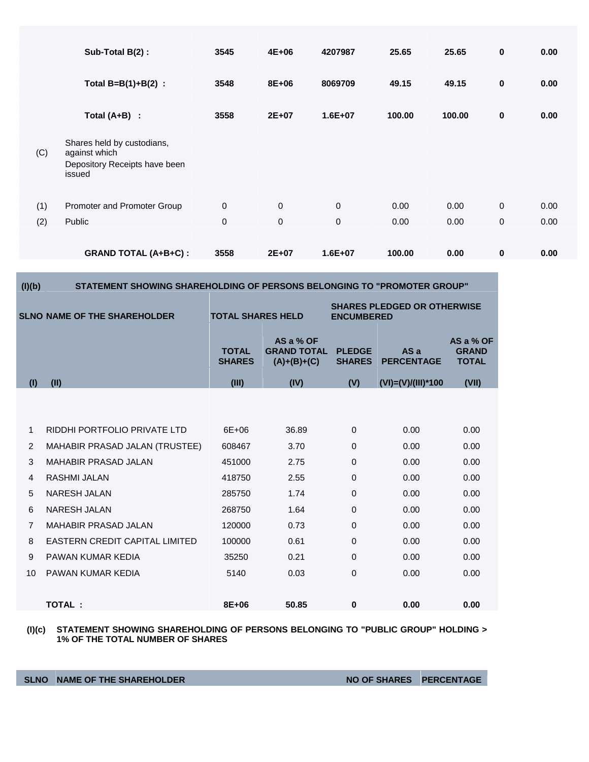| | | | | | | | | |
|---|---|---|---|---|---|---|---|---|
| | **Sub-Total B(2) :** | **3545** | **4E+06** | **4207987** | **25.65** | **25.65** | **0** | **0.00** |
| | **Total B=B(1)+B(2) :** | **3548** | **8E+06** | **8069709** | **49.15** | **49.15** | **0** | **0.00** |
| | **Total (A+B) :** | **3558** | **2E+07** | **1.6E+07** | **100.00** | **100.00** | **0** | **0.00** |
| (C) | Shares held by custodians, against which Depository Receipts have been issued | | | | | | | |
| (1) | Promoter and Promoter Group | 0 | 0 | 0 | 0.00 | 0.00 | 0 | 0.00 |
| (2) | Public | 0 | 0 | 0 | 0.00 | 0.00 | 0 | 0.00 |
| | **GRAND TOTAL (A+B+C) :** | **3558** | **2E+07** | **1.6E+07** | **100.00** | **0.00** | **0** | **0.00** |

**(I)(b) STATEMENT SHOWING SHAREHOLDING OF PERSONS BELONGING TO "PROMOTER GROUP"**

| **SLNO** | **NAME OF THE SHAREHOLDER** | **TOTAL SHARES HELD** | | **SHARES PLEDGED OR OTHERWISE ENCUMBERED** | | |
|---|---|---|---|---|---|---|
| | | **TOTAL SHARES** | **AS a % OF GRAND TOTAL (A)+(B)+(C)** | **PLEDGE SHARES** | **AS a PERCENTAGE** | **AS a % OF GRAND TOTAL** |
| **(I)** | **(II)** | **(III)** | **(IV)** | **(V)** | **(VI)=(V)/(III)*100** | **(VII)** |
| 1 | RIDDHI PORTFOLIO PRIVATE LTD | 6E+06 | 36.89 | 0 | 0.00 | 0.00 |
| 2 | MAHABIR PRASAD JALAN (TRUSTEE) | 608467 | 3.70 | 0 | 0.00 | 0.00 |
| 3 | MAHABIR PRASAD JALAN | 451000 | 2.75 | 0 | 0.00 | 0.00 |
| 4 | RASHMI JALAN | 418750 | 2.55 | 0 | 0.00 | 0.00 |
| 5 | NARESH JALAN | 285750 | 1.74 | 0 | 0.00 | 0.00 |
| 6 | NARESH JALAN | 268750 | 1.64 | 0 | 0.00 | 0.00 |
| 7 | MAHABIR PRASAD JALAN | 120000 | 0.73 | 0 | 0.00 | 0.00 |
| 8 | EASTERN CREDIT CAPITAL LIMITED | 100000 | 0.61 | 0 | 0.00 | 0.00 |
| 9 | PAWAN KUMAR KEDIA | 35250 | 0.21 | 0 | 0.00 | 0.00 |
| 10 | PAWAN KUMAR KEDIA | 5140 | 0.03 | 0 | 0.00 | 0.00 |
| | **TOTAL :** | **8E+06** | **50.85** | **0** | **0.00** | **0.00** |

**(I)(c) STATEMENT SHOWING SHAREHOLDING OF PERSONS BELONGING TO "PUBLIC GROUP" HOLDING > 1% OF THE TOTAL NUMBER OF SHARES**

| **SLNO** | **NAME OF THE SHAREHOLDER** | **NO OF SHARES** | **PERCENTAGE** |
|---|---|---|---|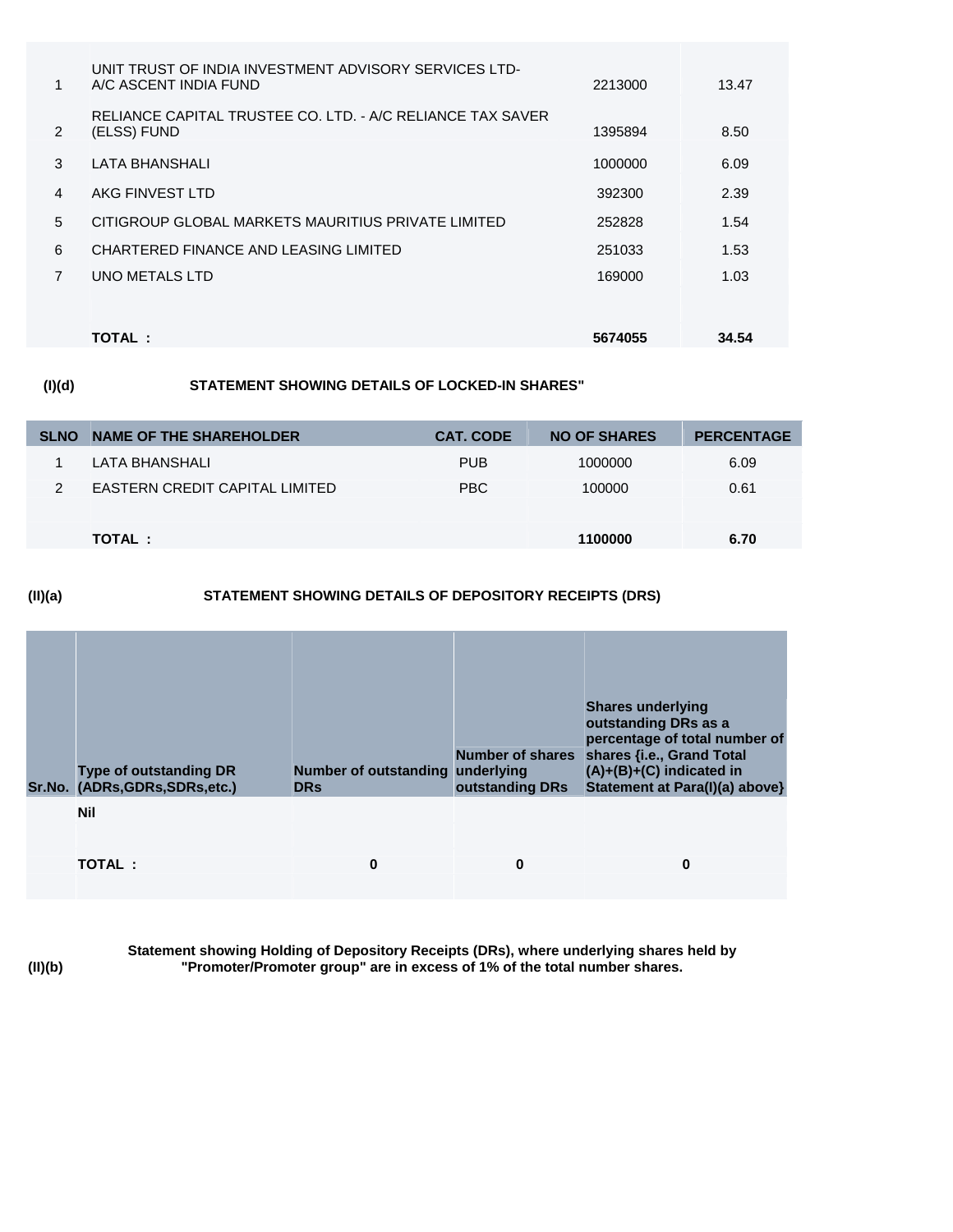| | | | |
|---|---|---|---|
| 1 | UNIT TRUST OF INDIA INVESTMENT ADVISORY SERVICES LTD-A/C ASCENT INDIA FUND | 2213000 | 13.47 |
| 2 | RELIANCE CAPITAL TRUSTEE CO. LTD. - A/C RELIANCE TAX SAVER (ELSS) FUND | 1395894 | 8.50 |
| 3 | LATA BHANSHALI | 1000000 | 6.09 |
| 4 | AKG FINVEST LTD | 392300 | 2.39 |
| 5 | CITIGROUP GLOBAL MARKETS MAURITIUS PRIVATE LIMITED | 252828 | 1.54 |
| 6 | CHARTERED FINANCE AND LEASING LIMITED | 251033 | 1.53 |
| 7 | UNO METALS LTD | 169000 | 1.03 |
| | | | |
| | **TOTAL :** | **5674055** | **34.54** |

**(I)(d)** **STATEMENT SHOWING DETAILS OF LOCKED-IN SHARES"**

| SLNO | NAME OF THE SHAREHOLDER | CAT. CODE | NO OF SHARES | PERCENTAGE |
|---|---|---|---|---|
| 1 | LATA BHANSHALI | PUB | 1000000 | 6.09 |
| 2 | EASTERN CREDIT CAPITAL LIMITED | PBC | 100000 | 0.61 |
| | | | | |
| | **TOTAL :** | | **1100000** | **6.70** |

**(II)(a)** **STATEMENT SHOWING DETAILS OF DEPOSITORY RECEIPTS (DRS)**

| Sr.No. | Type of outstanding DR (ADRs,GDRs,SDRs,etc.) | Number of outstanding DRs | Number of shares underlying outstanding DRs | Shares underlying outstanding DRs as a percentage of total number of shares {i.e., Grand Total (A)+(B)+(C) indicated in Statement at Para(I)(a) above} |
|---|---|---|---|---|
| | **Nil** | | | |
| | **TOTAL :** | **0** | **0** | **0** |
| | | | | |

**(II)(b)** **Statement showing Holding of Depository Receipts (DRs), where underlying shares held by "Promoter/Promoter group" are in excess of 1% of the total number shares.**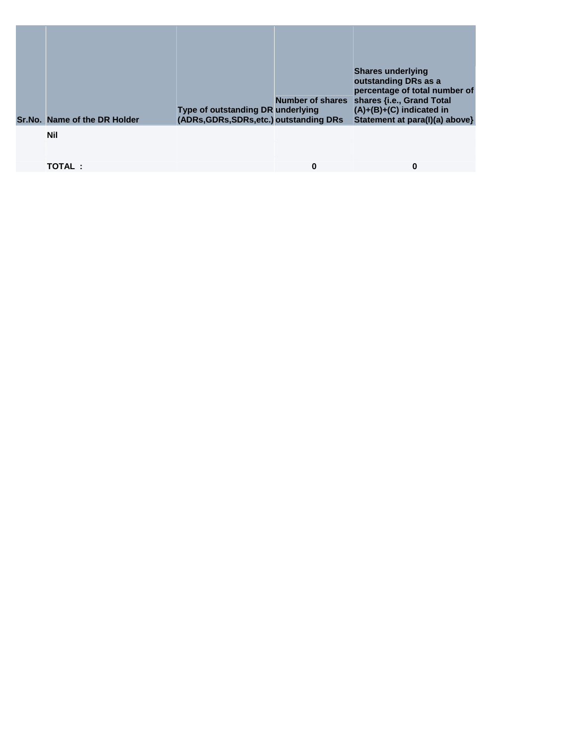| Sr.No. | Name of the DR Holder | Type of outstanding DR (ADRs,GDRs,SDRs,etc.) | Number of shares underlying outstanding DRs | Shares underlying outstanding DRs as a percentage of total number of shares {i.e., Grand Total (A)+(B)+(C) indicated in Statement at para(I)(a) above} |
|---|---|---|---|---|
| | **Nil** | | | |
| | **TOTAL :** | | **0** | **0** |